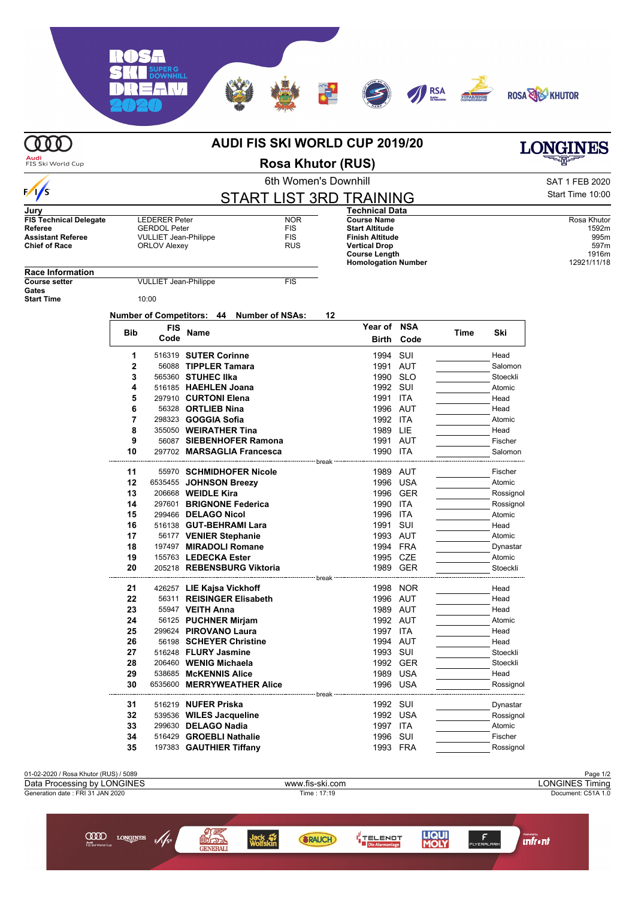# AUDI FIS SKI WORLD CUP 2019/20

## Rosa Khutor (RUS)

6th Women's Downhill

SAT 1 FEB 2020
Start Time 10:00

## START LIST 3RD TRAINING

**Jury**

| | | |
|---|---|---|
| **FIS Technical Delegate** | LEDERER Peter | NOR |
| **Referee** | GERDOL Peter | FIS |
| **Assistant Referee** | VULLIET Jean-Philippe | FIS |
| **Chief of Race** | ORLOV Alexey | RUS |

**Technical Data**

| | |
|---|---|
| **Course Name** | Rosa Khutor |
| **Start Altitude** | 1592m |
| **Finish Altitude** | 995m |
| **Vertical Drop** | 597m |
| **Course Length** | 1916m |
| **Homologation Number** | 12921/11/18 |

**Race Information**

| | | |
|---|---|---|
| **Course setter** | VULLIET Jean-Philippe | FIS |
| **Gates** | | |
| **Start Time** | 10:00 | |

**Number of Competitors:** 44 **Number of NSAs:** 12

| Bib | FIS Code | Name | Year of Birth | NSA Code | Time | Ski |
|---|---|---|---|---|---|---|
| 1 | 516319 | **SUTER Corinne** | 1994 | SUI | | Head |
| 2 | 56088 | **TIPPLER Tamara** | 1991 | AUT | | Salomon |
| 3 | 565360 | **STUHEC Ilka** | 1990 | SLO | | Stoeckli |
| 4 | 516185 | **HAEHLEN Joana** | 1992 | SUI | | Atomic |
| 5 | 297910 | **CURTONI Elena** | 1991 | ITA | | Head |
| 6 | 56328 | **ORTLIEB Nina** | 1996 | AUT | | Head |
| 7 | 298323 | **GOGGIA Sofia** | 1992 | ITA | | Atomic |
| 8 | 355050 | **WEIRATHER Tina** | 1989 | LIE | | Head |
| 9 | 56087 | **SIEBENHOFER Ramona** | 1991 | AUT | | Fischer |
| 10 | 297702 | **MARSAGLIA Francesca** | 1990 | ITA | | Salomon |
| | | break | | | | |
| 11 | 55970 | **SCHMIDHOFER Nicole** | 1989 | AUT | | Fischer |
| 12 | 6535455 | **JOHNSON Breezy** | 1996 | USA | | Atomic |
| 13 | 206668 | **WEIDLE Kira** | 1996 | GER | | Rossignol |
| 14 | 297601 | **BRIGNONE Federica** | 1990 | ITA | | Rossignol |
| 15 | 299466 | **DELAGO Nicol** | 1996 | ITA | | Atomic |
| 16 | 516138 | **GUT-BEHRAMI Lara** | 1991 | SUI | | Head |
| 17 | 56177 | **VENIER Stephanie** | 1993 | AUT | | Atomic |
| 18 | 197497 | **MIRADOLI Romane** | 1994 | FRA | | Dynastar |
| 19 | 155763 | **LEDECKA Ester** | 1995 | CZE | | Atomic |
| 20 | 205218 | **REBENSBURG Viktoria** | 1989 | GER | | Stoeckli |
| | | break | | | | |
| 21 | 426257 | **LIE Kajsa Vickhoff** | 1998 | NOR | | Head |
| 22 | 56311 | **REISINGER Elisabeth** | 1996 | AUT | | Head |
| 23 | 55947 | **VEITH Anna** | 1989 | AUT | | Head |
| 24 | 56125 | **PUCHNER Mirjam** | 1992 | AUT | | Atomic |
| 25 | 299624 | **PIROVANO Laura** | 1997 | ITA | | Head |
| 26 | 56198 | **SCHEYER Christine** | 1994 | AUT | | Head |
| 27 | 516248 | **FLURY Jasmine** | 1993 | SUI | | Stoeckli |
| 28 | 206460 | **WENIG Michaela** | 1992 | GER | | Stoeckli |
| 29 | 538685 | **McKENNIS Alice** | 1989 | USA | | Head |
| 30 | 6535600 | **MERRYWEATHER Alice** | 1996 | USA | | Rossignol |
| | | break | | | | |
| 31 | 516219 | **NUFER Priska** | 1992 | SUI | | Dynastar |
| 32 | 539536 | **WILES Jacqueline** | 1992 | USA | | Rossignol |
| 33 | 299630 | **DELAGO Nadia** | 1997 | ITA | | Atomic |
| 34 | 516429 | **GROEBLI Nathalie** | 1996 | SUI | | Fischer |
| 35 | 197383 | **GAUTHIER Tiffany** | 1993 | FRA | | Rossignol |

01-02-2020 / Rosa Khutor (RUS) / 5089

Data Processing by LONGINES — www.fis-ski.com — LONGINES Timing

Generation date : FRI 31 JAN 2020 — Time : 17:19 — Document: C51A 1.0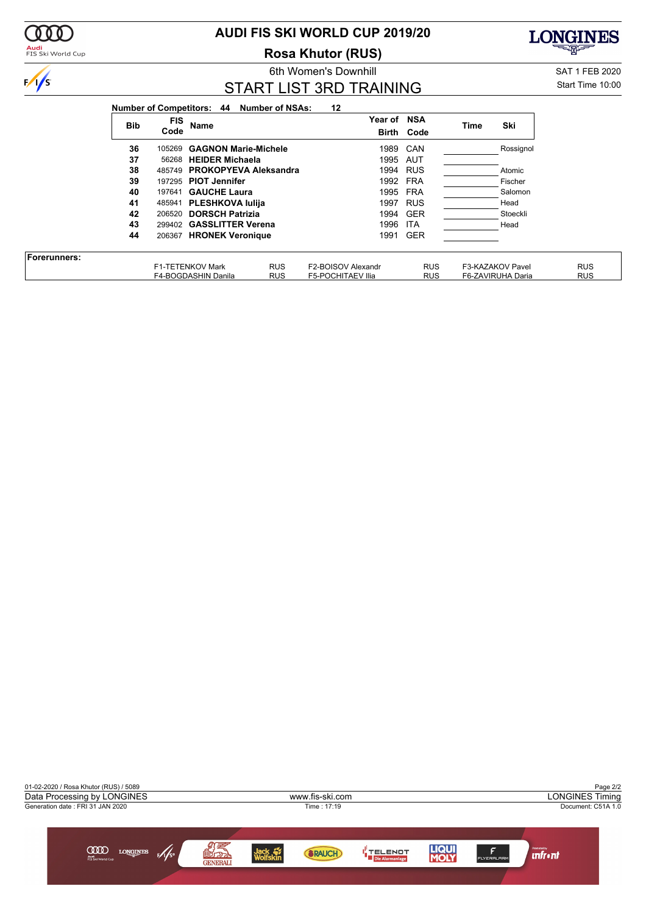# AUDI FIS SKI WORLD CUP 2019/20

## Rosa Khutor (RUS)

6th Women's Downhill

SAT 1 FEB 2020

## START LIST 3RD TRAINING

Start Time 10:00

**Number of Competitors: 44 Number of NSAs: 12**

| Bib | FIS Code | Name | Year of Birth | NSA Code | Time | Ski |
|---|---|---|---|---|---|---|
| 36 | 105269 | **GAGNON Marie-Michele** | 1989 | CAN | | Rossignol |
| 37 | 56268 | **HEIDER Michaela** | 1995 | AUT | | |
| 38 | 485749 | **PROKOPYEVA Aleksandra** | 1994 | RUS | | Atomic |
| 39 | 197295 | **PIOT Jennifer** | 1992 | FRA | | Fischer |
| 40 | 197641 | **GAUCHE Laura** | 1995 | FRA | | Salomon |
| 41 | 485941 | **PLESHKOVA Iulija** | 1997 | RUS | | Head |
| 42 | 206520 | **DORSCH Patrizia** | 1994 | GER | | Stoeckli |
| 43 | 299402 | **GASSLITTER Verena** | 1996 | ITA | | Head |
| 44 | 206367 | **HRONEK Veronique** | 1991 | GER | | |

**Forerunners:**

| | | | | | |
|---|---|---|---|---|---|
| F1-TETENKOV Mark | RUS | F2-BOISOV Alexandr | RUS | F3-KAZAKOV Pavel | RUS |
| F4-BOGDASHIN Danila | RUS | F5-POCHITAEV Ilia | RUS | F6-ZAVIRUHA Daria | RUS |

01-02-2020 / Rosa Khutor (RUS) / 5089

Data Processing by LONGINES — www.fis-ski.com — LONGINES Timing

Generation date : FRI 31 JAN 2020 — Time : 17:19 — Document: C51A 1.0